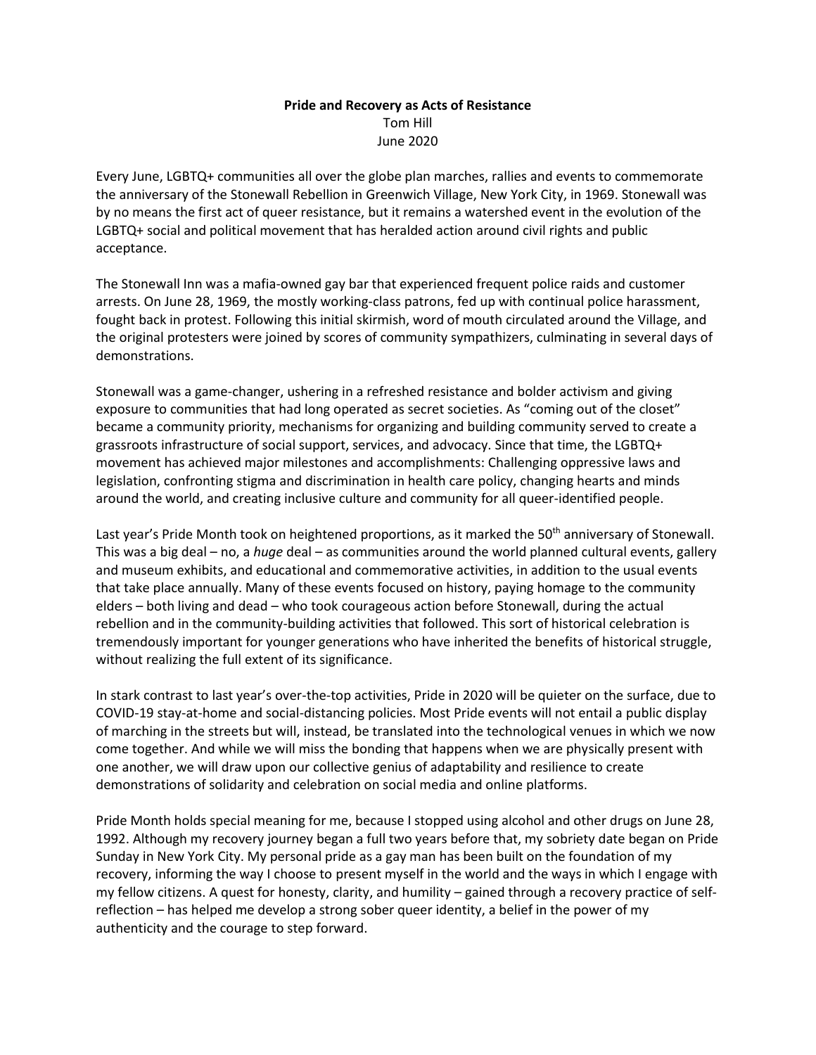# Pride and Recovery as Acts of Resistance

Tom Hill

June 2020

Every June, LGBTQ+ communities all over the globe plan marches, rallies and events to commemorate the anniversary of the Stonewall Rebellion in Greenwich Village, New York City, in 1969. Stonewall was by no means the first act of queer resistance, but it remains a watershed event in the evolution of the LGBTQ+ social and political movement that has heralded action around civil rights and public acceptance.

The Stonewall Inn was a mafia-owned gay bar that experienced frequent police raids and customer arrests. On June 28, 1969, the mostly working-class patrons, fed up with continual police harassment, fought back in protest. Following this initial skirmish, word of mouth circulated around the Village, and the original protesters were joined by scores of community sympathizers, culminating in several days of demonstrations.

Stonewall was a game-changer, ushering in a refreshed resistance and bolder activism and giving exposure to communities that had long operated as secret societies. As "coming out of the closet" became a community priority, mechanisms for organizing and building community served to create a grassroots infrastructure of social support, services, and advocacy. Since that time, the LGBTQ+ movement has achieved major milestones and accomplishments: Challenging oppressive laws and legislation, confronting stigma and discrimination in health care policy, changing hearts and minds around the world, and creating inclusive culture and community for all queer-identified people.

Last year's Pride Month took on heightened proportions, as it marked the 50th anniversary of Stonewall. This was a big deal – no, a *huge* deal – as communities around the world planned cultural events, gallery and museum exhibits, and educational and commemorative activities, in addition to the usual events that take place annually. Many of these events focused on history, paying homage to the community elders – both living and dead – who took courageous action before Stonewall, during the actual rebellion and in the community-building activities that followed. This sort of historical celebration is tremendously important for younger generations who have inherited the benefits of historical struggle, without realizing the full extent of its significance.

In stark contrast to last year's over-the-top activities, Pride in 2020 will be quieter on the surface, due to COVID-19 stay-at-home and social-distancing policies. Most Pride events will not entail a public display of marching in the streets but will, instead, be translated into the technological venues in which we now come together. And while we will miss the bonding that happens when we are physically present with one another, we will draw upon our collective genius of adaptability and resilience to create demonstrations of solidarity and celebration on social media and online platforms.

Pride Month holds special meaning for me, because I stopped using alcohol and other drugs on June 28, 1992. Although my recovery journey began a full two years before that, my sobriety date began on Pride Sunday in New York City. My personal pride as a gay man has been built on the foundation of my recovery, informing the way I choose to present myself in the world and the ways in which I engage with my fellow citizens. A quest for honesty, clarity, and humility – gained through a recovery practice of self-reflection – has helped me develop a strong sober queer identity, a belief in the power of my authenticity and the courage to step forward.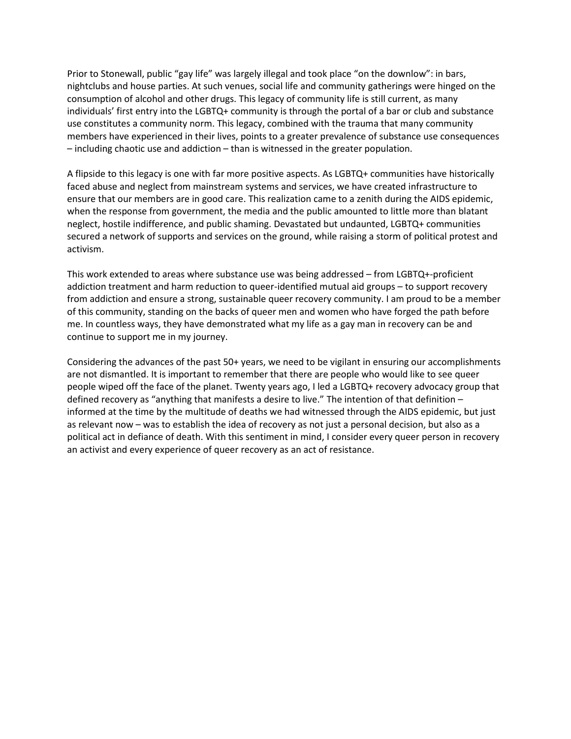Prior to Stonewall, public "gay life" was largely illegal and took place "on the downlow": in bars, nightclubs and house parties. At such venues, social life and community gatherings were hinged on the consumption of alcohol and other drugs. This legacy of community life is still current, as many individuals' first entry into the LGBTQ+ community is through the portal of a bar or club and substance use constitutes a community norm. This legacy, combined with the trauma that many community members have experienced in their lives, points to a greater prevalence of substance use consequences – including chaotic use and addiction – than is witnessed in the greater population.

A flipside to this legacy is one with far more positive aspects. As LGBTQ+ communities have historically faced abuse and neglect from mainstream systems and services, we have created infrastructure to ensure that our members are in good care. This realization came to a zenith during the AIDS epidemic, when the response from government, the media and the public amounted to little more than blatant neglect, hostile indifference, and public shaming. Devastated but undaunted, LGBTQ+ communities secured a network of supports and services on the ground, while raising a storm of political protest and activism.

This work extended to areas where substance use was being addressed – from LGBTQ+-proficient addiction treatment and harm reduction to queer-identified mutual aid groups – to support recovery from addiction and ensure a strong, sustainable queer recovery community. I am proud to be a member of this community, standing on the backs of queer men and women who have forged the path before me. In countless ways, they have demonstrated what my life as a gay man in recovery can be and continue to support me in my journey.

Considering the advances of the past 50+ years, we need to be vigilant in ensuring our accomplishments are not dismantled. It is important to remember that there are people who would like to see queer people wiped off the face of the planet. Twenty years ago, I led a LGBTQ+ recovery advocacy group that defined recovery as "anything that manifests a desire to live." The intention of that definition – informed at the time by the multitude of deaths we had witnessed through the AIDS epidemic, but just as relevant now – was to establish the idea of recovery as not just a personal decision, but also as a political act in defiance of death. With this sentiment in mind, I consider every queer person in recovery an activist and every experience of queer recovery as an act of resistance.